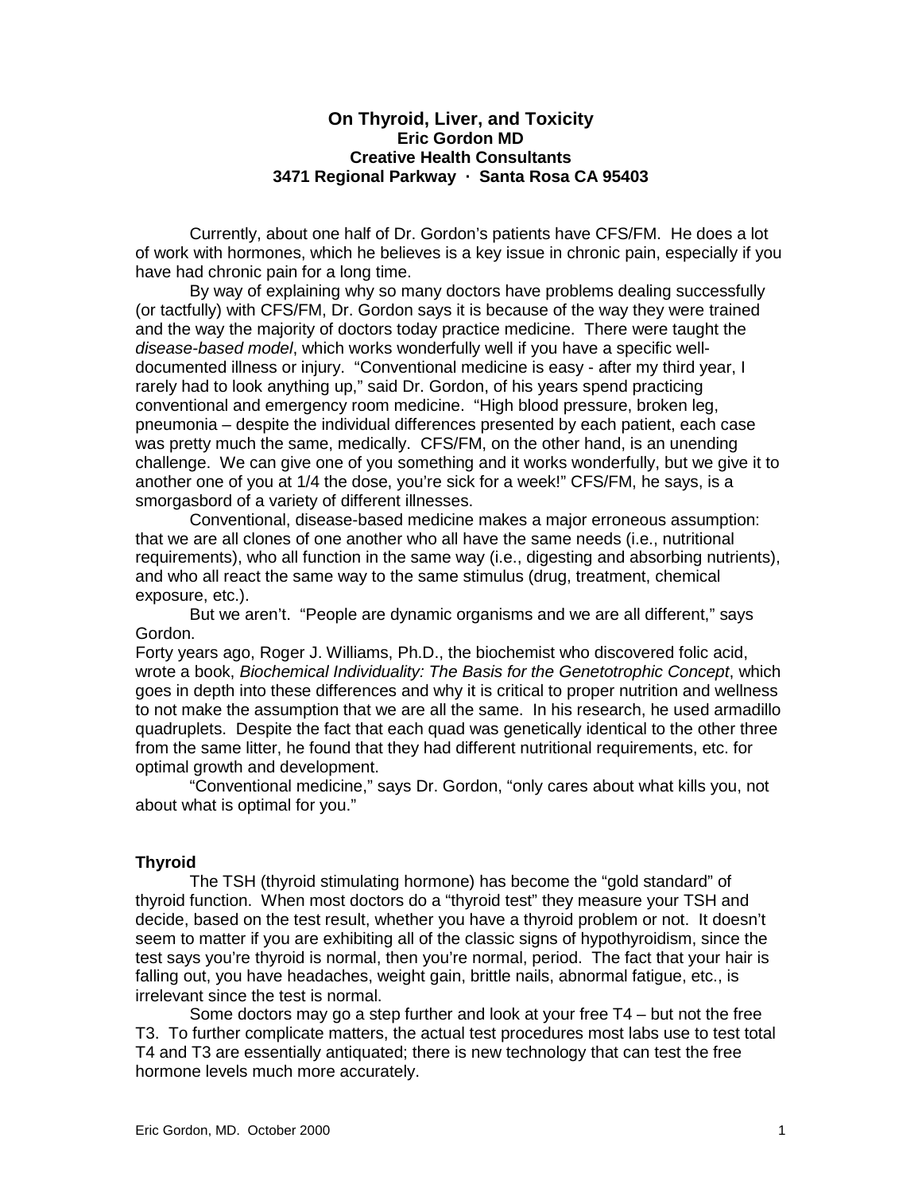# On Thyroid, Liver, and Toxicity

**Eric Gordon MD**
**Creative Health Consultants**
**3471 Regional Parkway · Santa Rosa CA 95403**

Currently, about one half of Dr. Gordon's patients have CFS/FM. He does a lot of work with hormones, which he believes is a key issue in chronic pain, especially if you have had chronic pain for a long time.

By way of explaining why so many doctors have problems dealing successfully (or tactfully) with CFS/FM, Dr. Gordon says it is because of the way they were trained and the way the majority of doctors today practice medicine. There were taught the *disease-based model*, which works wonderfully well if you have a specific well-documented illness or injury. "Conventional medicine is easy - after my third year, I rarely had to look anything up," said Dr. Gordon, of his years spend practicing conventional and emergency room medicine. "High blood pressure, broken leg, pneumonia – despite the individual differences presented by each patient, each case was pretty much the same, medically. CFS/FM, on the other hand, is an unending challenge. We can give one of you something and it works wonderfully, but we give it to another one of you at 1/4 the dose, you're sick for a week!" CFS/FM, he says, is a smorgasbord of a variety of different illnesses.

Conventional, disease-based medicine makes a major erroneous assumption: that we are all clones of one another who all have the same needs (i.e., nutritional requirements), who all function in the same way (i.e., digesting and absorbing nutrients), and who all react the same way to the same stimulus (drug, treatment, chemical exposure, etc.).

But we aren't. "People are dynamic organisms and we are all different," says Gordon.

Forty years ago, Roger J. Williams, Ph.D., the biochemist who discovered folic acid, wrote a book, *Biochemical Individuality: The Basis for the Genetotrophic Concept*, which goes in depth into these differences and why it is critical to proper nutrition and wellness to not make the assumption that we are all the same. In his research, he used armadillo quadruplets. Despite the fact that each quad was genetically identical to the other three from the same litter, he found that they had different nutritional requirements, etc. for optimal growth and development.

"Conventional medicine," says Dr. Gordon, "only cares about what kills you, not about what is optimal for you."

## Thyroid

The TSH (thyroid stimulating hormone) has become the "gold standard" of thyroid function. When most doctors do a "thyroid test" they measure your TSH and decide, based on the test result, whether you have a thyroid problem or not. It doesn't seem to matter if you are exhibiting all of the classic signs of hypothyroidism, since the test says you're thyroid is normal, then you're normal, period. The fact that your hair is falling out, you have headaches, weight gain, brittle nails, abnormal fatigue, etc., is irrelevant since the test is normal.

Some doctors may go a step further and look at your free T4 – but not the free T3. To further complicate matters, the actual test procedures most labs use to test total T4 and T3 are essentially antiquated; there is new technology that can test the free hormone levels much more accurately.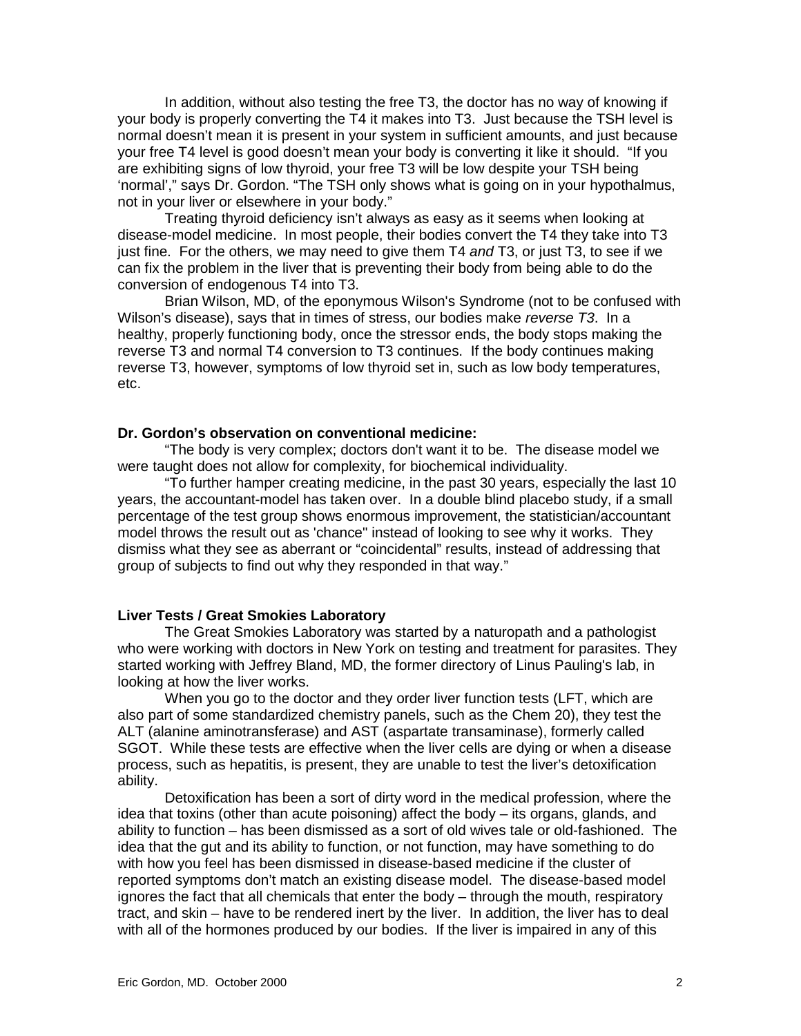In addition, without also testing the free T3, the doctor has no way of knowing if your body is properly converting the T4 it makes into T3. Just because the TSH level is normal doesn't mean it is present in your system in sufficient amounts, and just because your free T4 level is good doesn't mean your body is converting it like it should. "If you are exhibiting signs of low thyroid, your free T3 will be low despite your TSH being 'normal'," says Dr. Gordon. "The TSH only shows what is going on in your hypothalmus, not in your liver or elsewhere in your body."

Treating thyroid deficiency isn't always as easy as it seems when looking at disease-model medicine. In most people, their bodies convert the T4 they take into T3 just fine. For the others, we may need to give them T4 *and* T3, or just T3, to see if we can fix the problem in the liver that is preventing their body from being able to do the conversion of endogenous T4 into T3.

Brian Wilson, MD, of the eponymous Wilson's Syndrome (not to be confused with Wilson's disease), says that in times of stress, our bodies make *reverse T3*. In a healthy, properly functioning body, once the stressor ends, the body stops making the reverse T3 and normal T4 conversion to T3 continues. If the body continues making reverse T3, however, symptoms of low thyroid set in, such as low body temperatures, etc.

**Dr. Gordon's observation on conventional medicine:**

"The body is very complex; doctors don't want it to be. The disease model we were taught does not allow for complexity, for biochemical individuality.

"To further hamper creating medicine, in the past 30 years, especially the last 10 years, the accountant-model has taken over. In a double blind placebo study, if a small percentage of the test group shows enormous improvement, the statistician/accountant model throws the result out as 'chance" instead of looking to see why it works. They dismiss what they see as aberrant or "coincidental" results, instead of addressing that group of subjects to find out why they responded in that way."

**Liver Tests / Great Smokies Laboratory**

The Great Smokies Laboratory was started by a naturopath and a pathologist who were working with doctors in New York on testing and treatment for parasites. They started working with Jeffrey Bland, MD, the former directory of Linus Pauling's lab, in looking at how the liver works.

When you go to the doctor and they order liver function tests (LFT, which are also part of some standardized chemistry panels, such as the Chem 20), they test the ALT (alanine aminotransferase) and AST (aspartate transaminase), formerly called SGOT. While these tests are effective when the liver cells are dying or when a disease process, such as hepatitis, is present, they are unable to test the liver's detoxification ability.

Detoxification has been a sort of dirty word in the medical profession, where the idea that toxins (other than acute poisoning) affect the body – its organs, glands, and ability to function – has been dismissed as a sort of old wives tale or old-fashioned. The idea that the gut and its ability to function, or not function, may have something to do with how you feel has been dismissed in disease-based medicine if the cluster of reported symptoms don't match an existing disease model. The disease-based model ignores the fact that all chemicals that enter the body – through the mouth, respiratory tract, and skin – have to be rendered inert by the liver. In addition, the liver has to deal with all of the hormones produced by our bodies. If the liver is impaired in any of this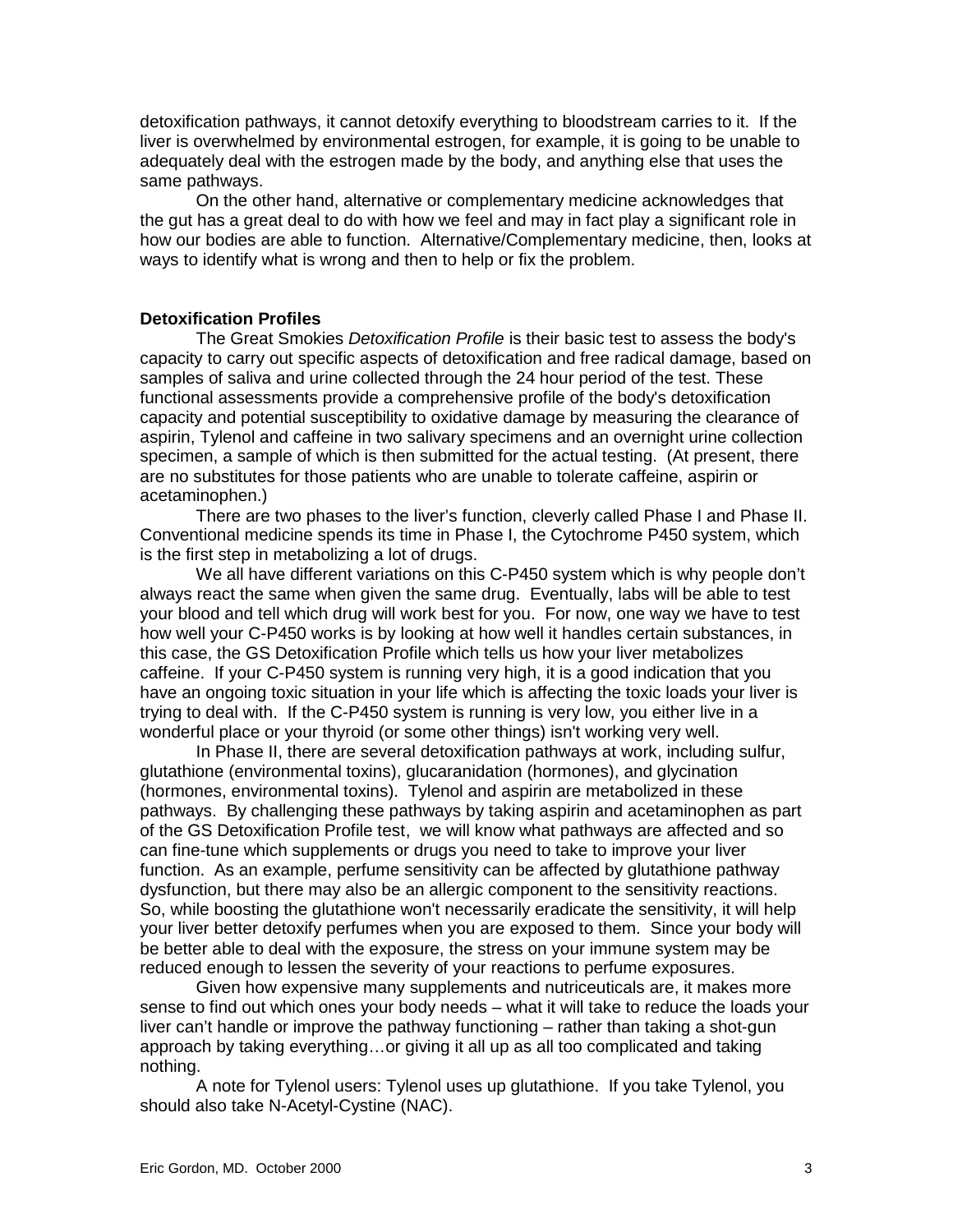detoxification pathways, it cannot detoxify everything to bloodstream carries to it. If the liver is overwhelmed by environmental estrogen, for example, it is going to be unable to adequately deal with the estrogen made by the body, and anything else that uses the same pathways.

On the other hand, alternative or complementary medicine acknowledges that the gut has a great deal to do with how we feel and may in fact play a significant role in how our bodies are able to function. Alternative/Complementary medicine, then, looks at ways to identify what is wrong and then to help or fix the problem.

### Detoxification Profiles

The Great Smokies *Detoxification Profile* is their basic test to assess the body's capacity to carry out specific aspects of detoxification and free radical damage, based on samples of saliva and urine collected through the 24 hour period of the test. These functional assessments provide a comprehensive profile of the body's detoxification capacity and potential susceptibility to oxidative damage by measuring the clearance of aspirin, Tylenol and caffeine in two salivary specimens and an overnight urine collection specimen, a sample of which is then submitted for the actual testing. (At present, there are no substitutes for those patients who are unable to tolerate caffeine, aspirin or acetaminophen.)

There are two phases to the liver's function, cleverly called Phase I and Phase II. Conventional medicine spends its time in Phase I, the Cytochrome P450 system, which is the first step in metabolizing a lot of drugs.

We all have different variations on this C-P450 system which is why people don't always react the same when given the same drug. Eventually, labs will be able to test your blood and tell which drug will work best for you. For now, one way we have to test how well your C-P450 works is by looking at how well it handles certain substances, in this case, the GS Detoxification Profile which tells us how your liver metabolizes caffeine. If your C-P450 system is running very high, it is a good indication that you have an ongoing toxic situation in your life which is affecting the toxic loads your liver is trying to deal with. If the C-P450 system is running is very low, you either live in a wonderful place or your thyroid (or some other things) isn't working very well.

In Phase II, there are several detoxification pathways at work, including sulfur, glutathione (environmental toxins), glucaranidation (hormones), and glycination (hormones, environmental toxins). Tylenol and aspirin are metabolized in these pathways. By challenging these pathways by taking aspirin and acetaminophen as part of the GS Detoxification Profile test, we will know what pathways are affected and so can fine-tune which supplements or drugs you need to take to improve your liver function. As an example, perfume sensitivity can be affected by glutathione pathway dysfunction, but there may also be an allergic component to the sensitivity reactions. So, while boosting the glutathione won't necessarily eradicate the sensitivity, it will help your liver better detoxify perfumes when you are exposed to them. Since your body will be better able to deal with the exposure, the stress on your immune system may be reduced enough to lessen the severity of your reactions to perfume exposures.

Given how expensive many supplements and nutriceuticals are, it makes more sense to find out which ones your body needs – what it will take to reduce the loads your liver can't handle or improve the pathway functioning – rather than taking a shot-gun approach by taking everything…or giving it all up as all too complicated and taking nothing.

A note for Tylenol users: Tylenol uses up glutathione. If you take Tylenol, you should also take N-Acetyl-Cystine (NAC).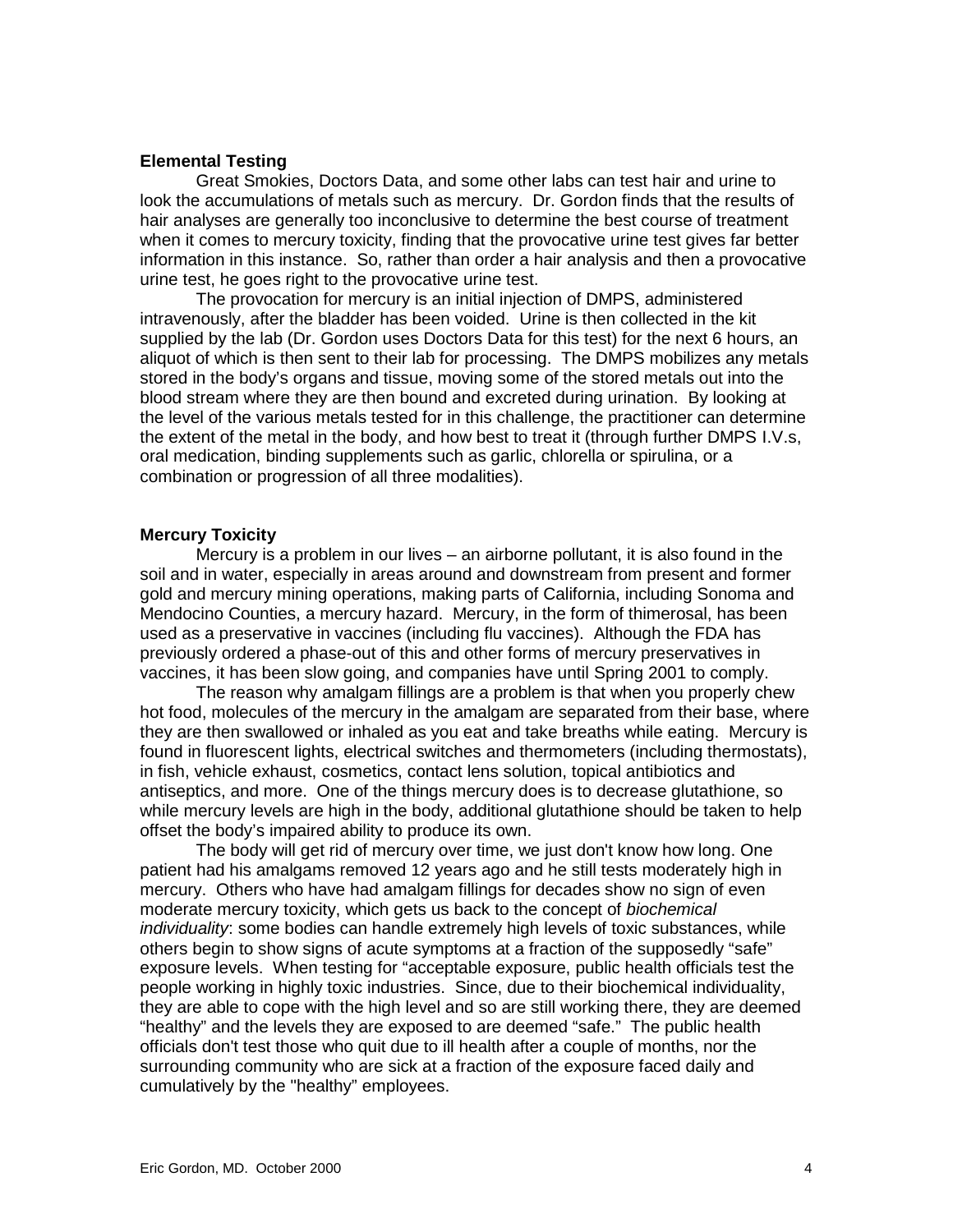### Elemental Testing

Great Smokies, Doctors Data, and some other labs can test hair and urine to look the accumulations of metals such as mercury. Dr. Gordon finds that the results of hair analyses are generally too inconclusive to determine the best course of treatment when it comes to mercury toxicity, finding that the provocative urine test gives far better information in this instance. So, rather than order a hair analysis and then a provocative urine test, he goes right to the provocative urine test.

The provocation for mercury is an initial injection of DMPS, administered intravenously, after the bladder has been voided. Urine is then collected in the kit supplied by the lab (Dr. Gordon uses Doctors Data for this test) for the next 6 hours, an aliquot of which is then sent to their lab for processing. The DMPS mobilizes any metals stored in the body's organs and tissue, moving some of the stored metals out into the blood stream where they are then bound and excreted during urination. By looking at the level of the various metals tested for in this challenge, the practitioner can determine the extent of the metal in the body, and how best to treat it (through further DMPS I.V.s, oral medication, binding supplements such as garlic, chlorella or spirulina, or a combination or progression of all three modalities).

### Mercury Toxicity

Mercury is a problem in our lives – an airborne pollutant, it is also found in the soil and in water, especially in areas around and downstream from present and former gold and mercury mining operations, making parts of California, including Sonoma and Mendocino Counties, a mercury hazard. Mercury, in the form of thimerosal, has been used as a preservative in vaccines (including flu vaccines). Although the FDA has previously ordered a phase-out of this and other forms of mercury preservatives in vaccines, it has been slow going, and companies have until Spring 2001 to comply.

The reason why amalgam fillings are a problem is that when you properly chew hot food, molecules of the mercury in the amalgam are separated from their base, where they are then swallowed or inhaled as you eat and take breaths while eating. Mercury is found in fluorescent lights, electrical switches and thermometers (including thermostats), in fish, vehicle exhaust, cosmetics, contact lens solution, topical antibiotics and antiseptics, and more. One of the things mercury does is to decrease glutathione, so while mercury levels are high in the body, additional glutathione should be taken to help offset the body's impaired ability to produce its own.

The body will get rid of mercury over time, we just don't know how long. One patient had his amalgams removed 12 years ago and he still tests moderately high in mercury. Others who have had amalgam fillings for decades show no sign of even moderate mercury toxicity, which gets us back to the concept of *biochemical individuality*: some bodies can handle extremely high levels of toxic substances, while others begin to show signs of acute symptoms at a fraction of the supposedly "safe" exposure levels. When testing for "acceptable exposure, public health officials test the people working in highly toxic industries. Since, due to their biochemical individuality, they are able to cope with the high level and so are still working there, they are deemed "healthy" and the levels they are exposed to are deemed "safe." The public health officials don't test those who quit due to ill health after a couple of months, nor the surrounding community who are sick at a fraction of the exposure faced daily and cumulatively by the "healthy" employees.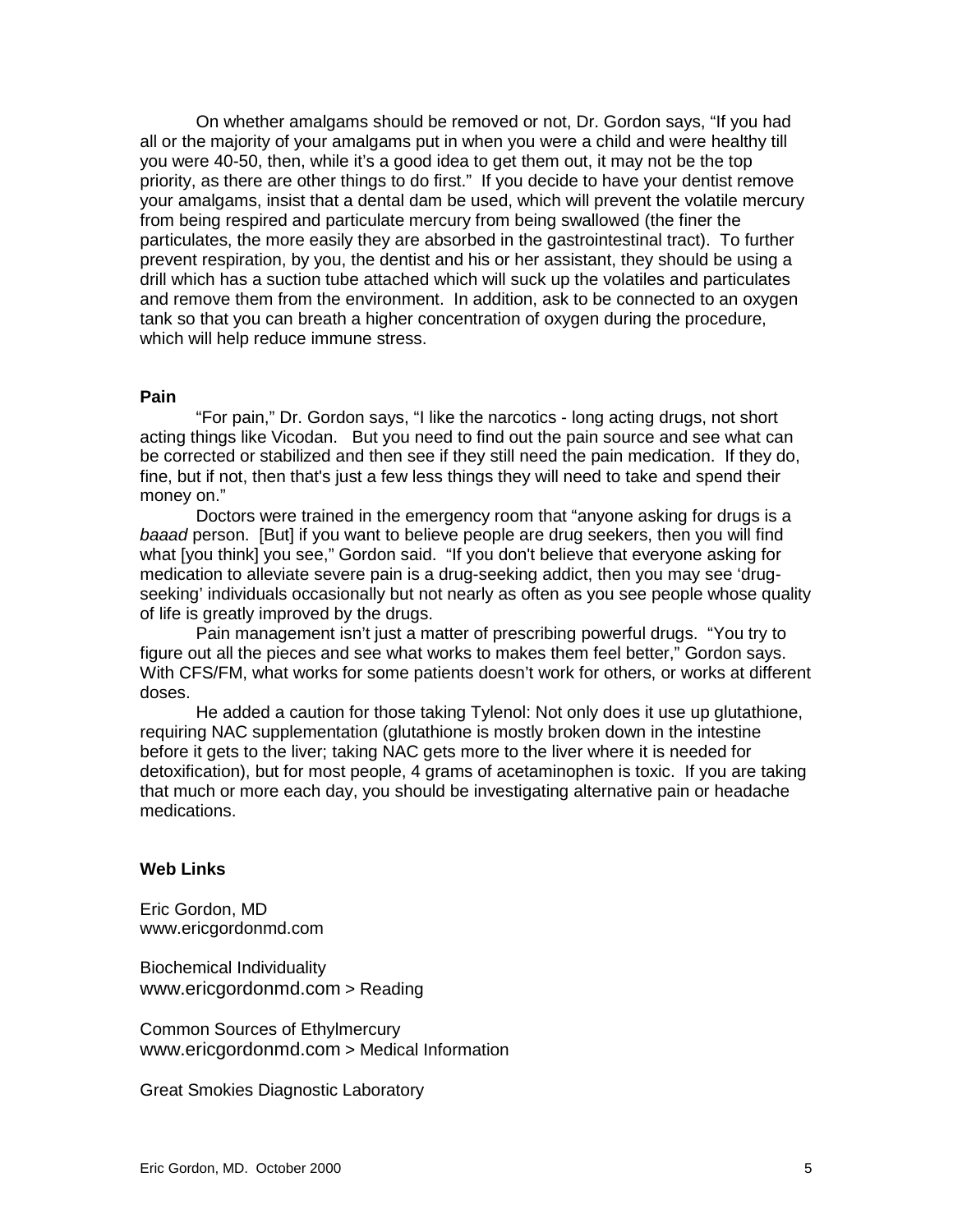On whether amalgams should be removed or not, Dr. Gordon says, "If you had all or the majority of your amalgams put in when you were a child and were healthy till you were 40-50, then, while it's a good idea to get them out, it may not be the top priority, as there are other things to do first." If you decide to have your dentist remove your amalgams, insist that a dental dam be used, which will prevent the volatile mercury from being respired and particulate mercury from being swallowed (the finer the particulates, the more easily they are absorbed in the gastrointestinal tract). To further prevent respiration, by you, the dentist and his or her assistant, they should be using a drill which has a suction tube attached which will suck up the volatiles and particulates and remove them from the environment. In addition, ask to be connected to an oxygen tank so that you can breath a higher concentration of oxygen during the procedure, which will help reduce immune stress.

**Pain**

"For pain," Dr. Gordon says, "I like the narcotics - long acting drugs, not short acting things like Vicodan. But you need to find out the pain source and see what can be corrected or stabilized and then see if they still need the pain medication. If they do, fine, but if not, then that's just a few less things they will need to take and spend their money on."

Doctors were trained in the emergency room that "anyone asking for drugs is a *baaad* person. [But] if you want to believe people are drug seekers, then you will find what [you think] you see," Gordon said. "If you don't believe that everyone asking for medication to alleviate severe pain is a drug-seeking addict, then you may see 'drug-seeking' individuals occasionally but not nearly as often as you see people whose quality of life is greatly improved by the drugs.

Pain management isn't just a matter of prescribing powerful drugs. "You try to figure out all the pieces and see what works to makes them feel better," Gordon says. With CFS/FM, what works for some patients doesn't work for others, or works at different doses.

He added a caution for those taking Tylenol: Not only does it use up glutathione, requiring NAC supplementation (glutathione is mostly broken down in the intestine before it gets to the liver; taking NAC gets more to the liver where it is needed for detoxification), but for most people, 4 grams of acetaminophen is toxic. If you are taking that much or more each day, you should be investigating alternative pain or headache medications.

**Web Links**

Eric Gordon, MD
www.ericgordonmd.com

Biochemical Individuality
www.ericgordonmd.com > Reading

Common Sources of Ethylmercury
www.ericgordonmd.com > Medical Information

Great Smokies Diagnostic Laboratory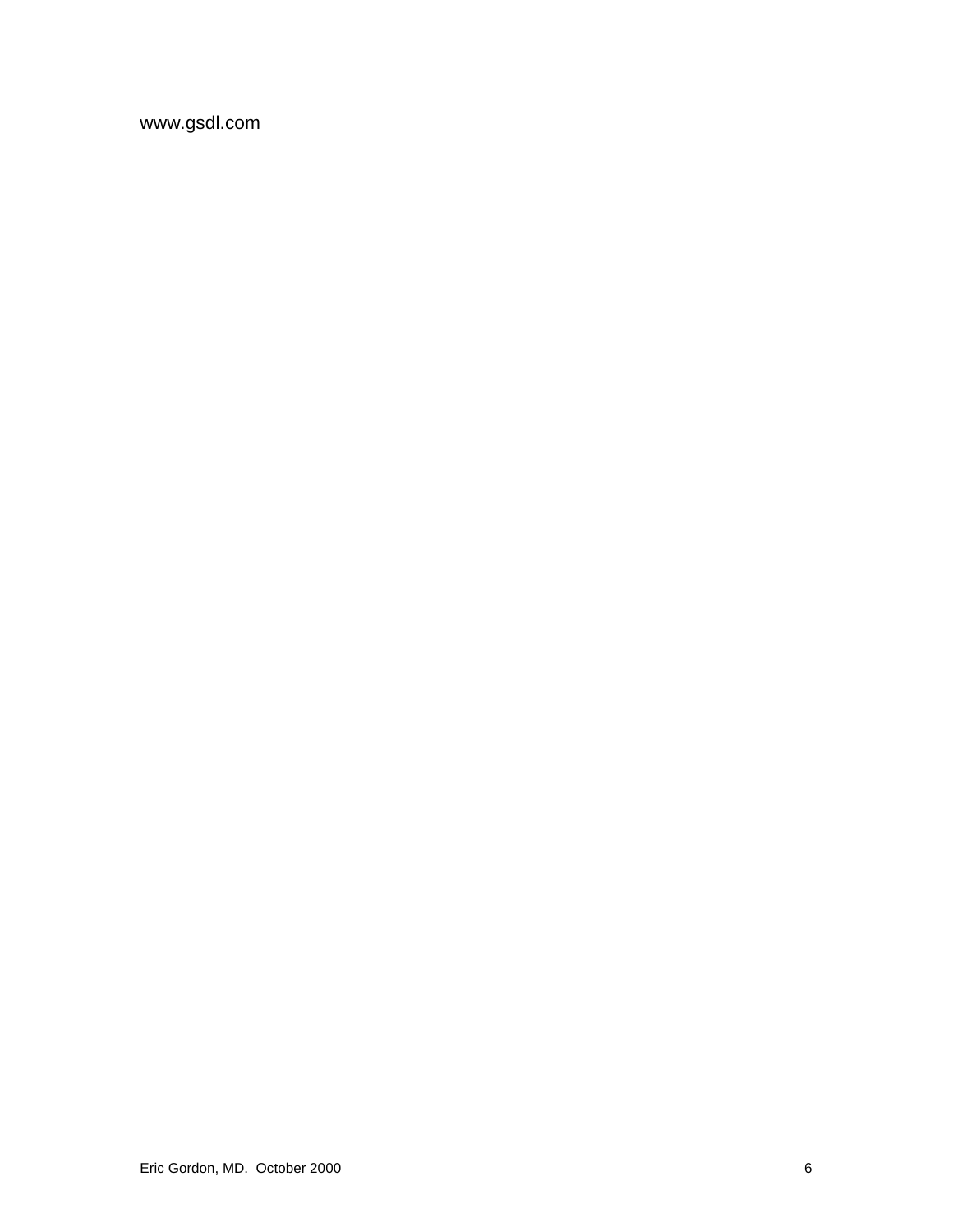www.gsdl.com